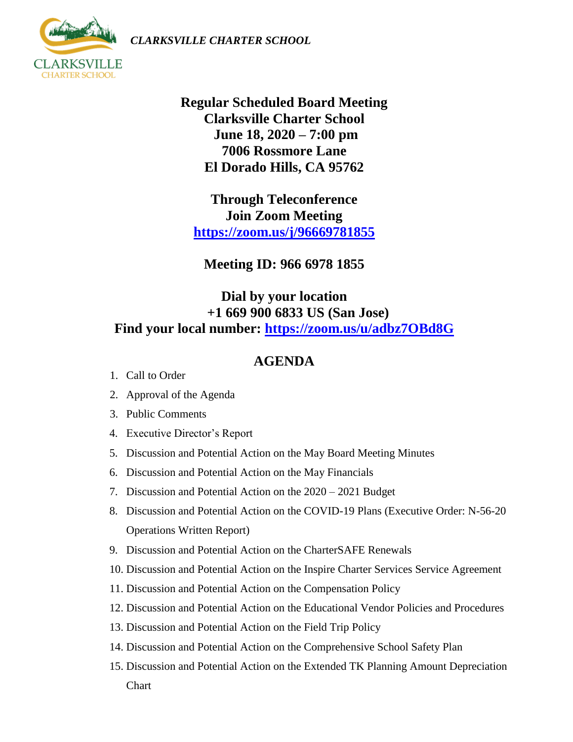*CLARKSVILLE CHARTER SCHOOL*

**Regular Scheduled Board Meeting**
**Clarksville Charter School**
**June 18, 2020 – 7:00 pm**
**7006 Rossmore Lane**
**El Dorado Hills, CA 95762**

**Through Teleconference**
**Join Zoom Meeting**
**https://zoom.us/j/96669781855**

**Meeting ID: 966 6978 1855**

**Dial by your location**
**+1 669 900 6833 US (San Jose)**
**Find your local number: https://zoom.us/u/adbz7OBd8G**

## AGENDA

1. Call to Order
2. Approval of the Agenda
3. Public Comments
4. Executive Director's Report
5. Discussion and Potential Action on the May Board Meeting Minutes
6. Discussion and Potential Action on the May Financials
7. Discussion and Potential Action on the 2020 – 2021 Budget
8. Discussion and Potential Action on the COVID-19 Plans (Executive Order: N-56-20 Operations Written Report)
9. Discussion and Potential Action on the CharterSAFE Renewals
10. Discussion and Potential Action on the Inspire Charter Services Service Agreement
11. Discussion and Potential Action on the Compensation Policy
12. Discussion and Potential Action on the Educational Vendor Policies and Procedures
13. Discussion and Potential Action on the Field Trip Policy
14. Discussion and Potential Action on the Comprehensive School Safety Plan
15. Discussion and Potential Action on the Extended TK Planning Amount Depreciation Chart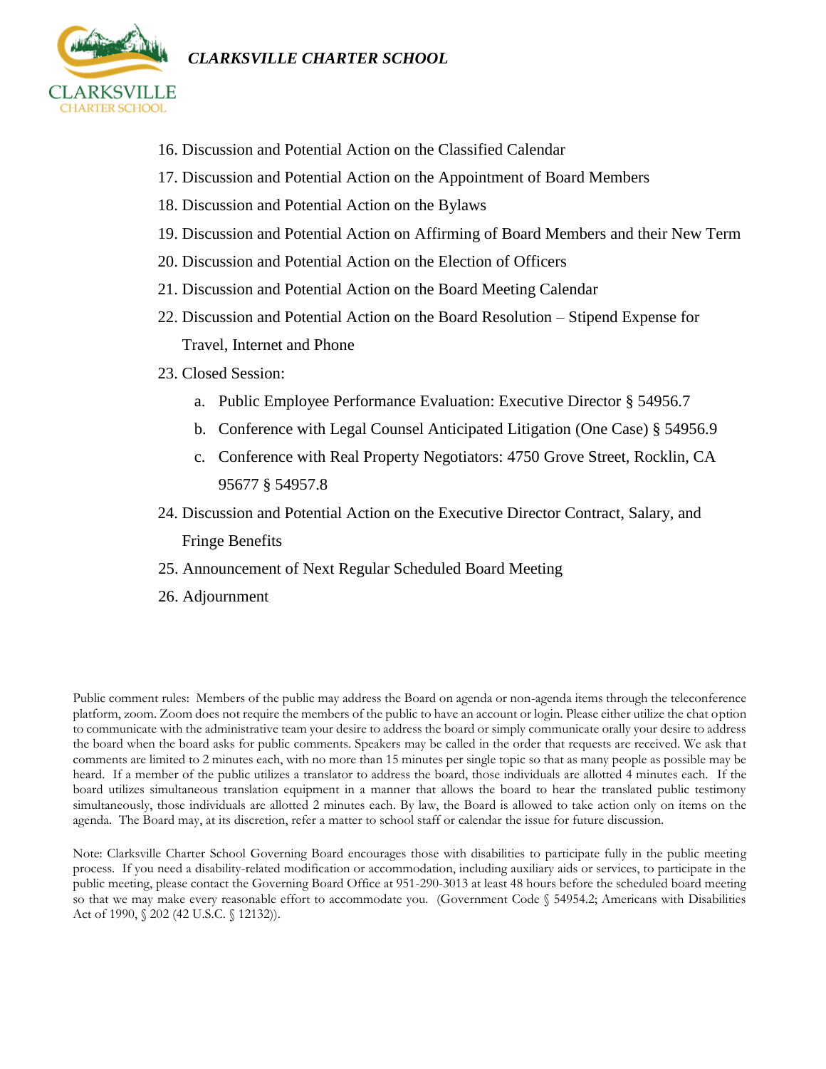16. Discussion and Potential Action on the Classified Calendar
17. Discussion and Potential Action on the Appointment of Board Members
18. Discussion and Potential Action on the Bylaws
19. Discussion and Potential Action on Affirming of Board Members and their New Term
20. Discussion and Potential Action on the Election of Officers
21. Discussion and Potential Action on the Board Meeting Calendar
22. Discussion and Potential Action on the Board Resolution – Stipend Expense for Travel, Internet and Phone
23. Closed Session:
    a. Public Employee Performance Evaluation: Executive Director § 54956.7
    b. Conference with Legal Counsel Anticipated Litigation (One Case) § 54956.9
    c. Conference with Real Property Negotiators: 4750 Grove Street, Rocklin, CA 95677 § 54957.8
24. Discussion and Potential Action on the Executive Director Contract, Salary, and Fringe Benefits
25. Announcement of Next Regular Scheduled Board Meeting
26. Adjournment

Public comment rules: Members of the public may address the Board on agenda or non-agenda items through the teleconference platform, zoom. Zoom does not require the members of the public to have an account or login. Please either utilize the chat option to communicate with the administrative team your desire to address the board or simply communicate orally your desire to address the board when the board asks for public comments. Speakers may be called in the order that requests are received. We ask that comments are limited to 2 minutes each, with no more than 15 minutes per single topic so that as many people as possible may be heard. If a member of the public utilizes a translator to address the board, those individuals are allotted 4 minutes each. If the board utilizes simultaneous translation equipment in a manner that allows the board to hear the translated public testimony simultaneously, those individuals are allotted 2 minutes each. By law, the Board is allowed to take action only on items on the agenda. The Board may, at its discretion, refer a matter to school staff or calendar the issue for future discussion.

Note: Clarksville Charter School Governing Board encourages those with disabilities to participate fully in the public meeting process. If you need a disability-related modification or accommodation, including auxiliary aids or services, to participate in the public meeting, please contact the Governing Board Office at 951-290-3013 at least 48 hours before the scheduled board meeting so that we may make every reasonable effort to accommodate you. (Government Code § 54954.2; Americans with Disabilities Act of 1990, § 202 (42 U.S.C. § 12132)).